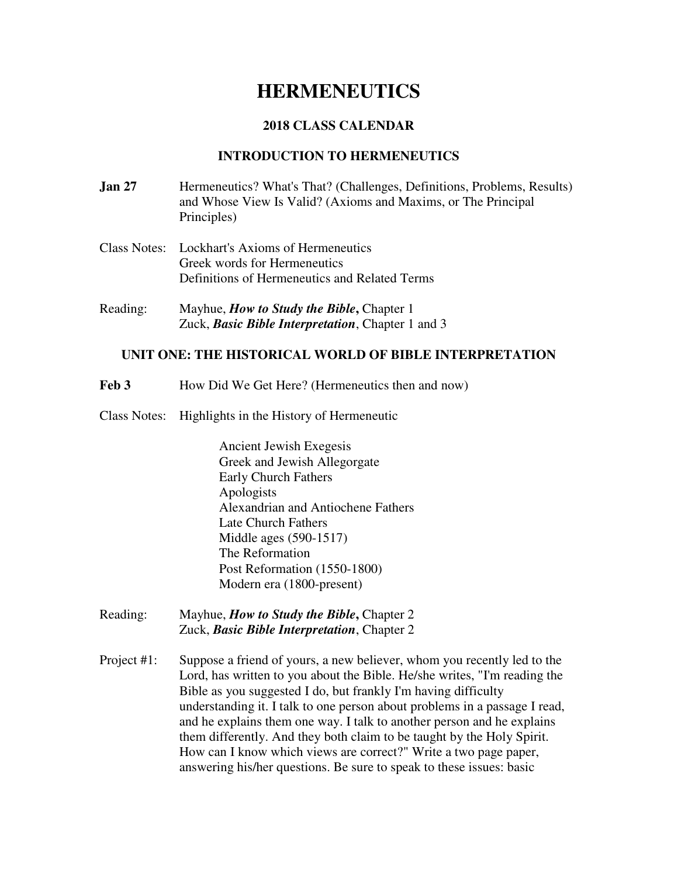# HERMENEUTICS

## 2018 CLASS CALENDAR

### INTRODUCTION TO HERMENEUTICS

**Jan 27** Hermeneutics? What's That? (Challenges, Definitions, Problems, Results) and Whose View Is Valid? (Axioms and Maxims, or The Principal Principles)

Class Notes: Lockhart's Axioms of Hermeneutics
Greek words for Hermeneutics
Definitions of Hermeneutics and Related Terms

Reading: Mayhue, ***How to Study the Bible*,** Chapter 1
Zuck, ***Basic Bible Interpretation***, Chapter 1 and 3

### UNIT ONE: THE HISTORICAL WORLD OF BIBLE INTERPRETATION

**Feb 3** How Did We Get Here? (Hermeneutics then and now)

Class Notes: Highlights in the History of Hermeneutic

- Ancient Jewish Exegesis
- Greek and Jewish Allegorgate
- Early Church Fathers
- Apologists
- Alexandrian and Antiochene Fathers
- Late Church Fathers
- Middle ages (590-1517)
- The Reformation
- Post Reformation (1550-1800)
- Modern era (1800-present)

Reading: Mayhue, ***How to Study the Bible*,** Chapter 2
Zuck, ***Basic Bible Interpretation***, Chapter 2

Project #1: Suppose a friend of yours, a new believer, whom you recently led to the Lord, has written to you about the Bible. He/she writes, "I'm reading the Bible as you suggested I do, but frankly I'm having difficulty understanding it. I talk to one person about problems in a passage I read, and he explains them one way. I talk to another person and he explains them differently. And they both claim to be taught by the Holy Spirit. How can I know which views are correct?" Write a two page paper, answering his/her questions. Be sure to speak to these issues: basic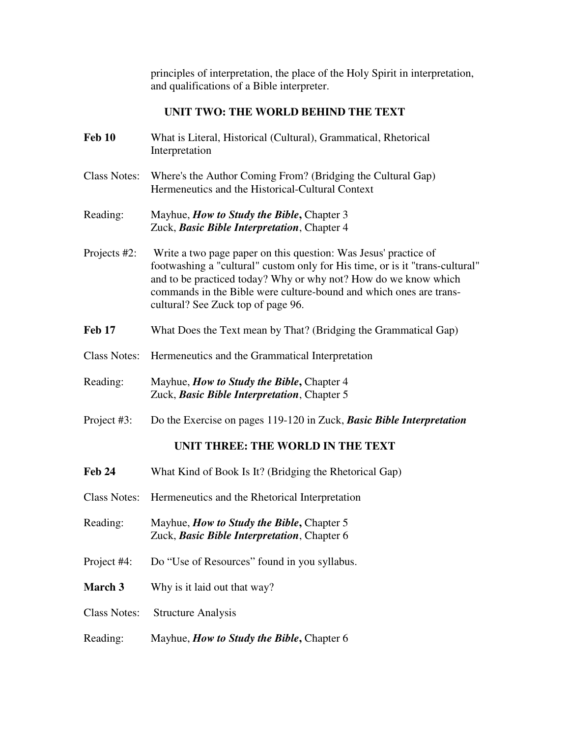principles of interpretation, the place of the Holy Spirit in interpretation, and qualifications of a Bible interpreter.

## UNIT TWO: THE WORLD BEHIND THE TEXT

**Feb 10** What is Literal, Historical (Cultural), Grammatical, Rhetorical Interpretation

Class Notes: Where's the Author Coming From? (Bridging the Cultural Gap) Hermeneutics and the Historical-Cultural Context

Reading: Mayhue, ***How to Study the Bible*, **Chapter 3
Zuck, ***Basic Bible Interpretation***, Chapter 4

Projects #2: Write a two page paper on this question: Was Jesus' practice of footwashing a "cultural" custom only for His time, or is it "trans-cultural" and to be practiced today? Why or why not? How do we know which commands in the Bible were culture-bound and which ones are trans-cultural? See Zuck top of page 96.

**Feb 17** What Does the Text mean by That? (Bridging the Grammatical Gap)

Class Notes: Hermeneutics and the Grammatical Interpretation

Reading: Mayhue, ***How to Study the Bible*, **Chapter 4
Zuck, ***Basic Bible Interpretation***, Chapter 5

Project #3: Do the Exercise on pages 119-120 in Zuck, ***Basic Bible Interpretation***

## UNIT THREE: THE WORLD IN THE TEXT

**Feb 24** What Kind of Book Is It? (Bridging the Rhetorical Gap)

Class Notes: Hermeneutics and the Rhetorical Interpretation

Reading: Mayhue, ***How to Study the Bible*, **Chapter 5
Zuck, ***Basic Bible Interpretation***, Chapter 6

Project #4: Do “Use of Resources” found in you syllabus.

**March 3** Why is it laid out that way?

Class Notes: Structure Analysis

Reading: Mayhue, ***How to Study the Bible*, **Chapter 6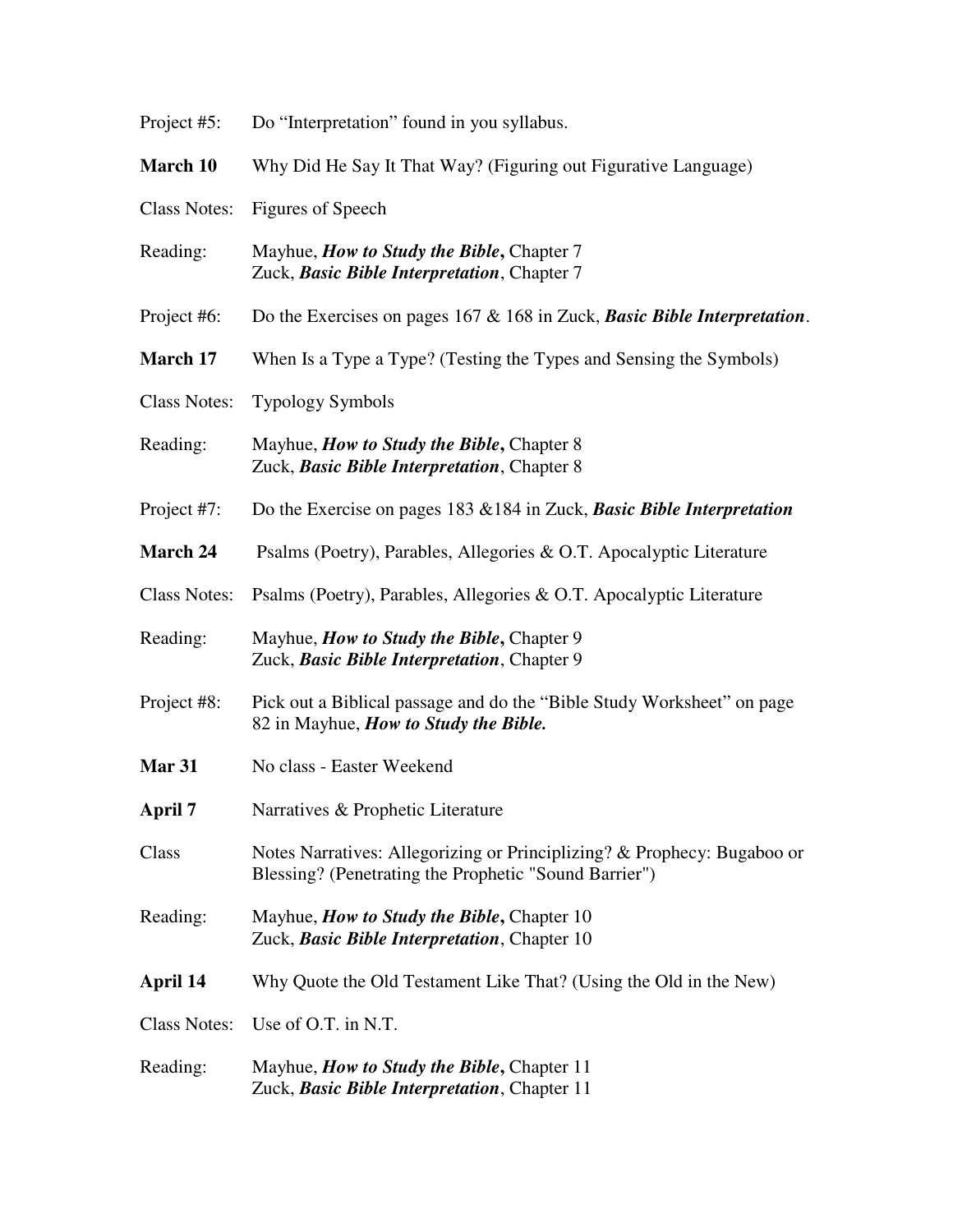Project #5: Do "Interpretation" found in you syllabus.

**March 10** Why Did He Say It That Way? (Figuring out Figurative Language)

Class Notes: Figures of Speech

Reading: Mayhue, ***How to Study the Bible*****,** Chapter 7
Zuck, ***Basic Bible Interpretation***, Chapter 7

Project #6: Do the Exercises on pages 167 & 168 in Zuck, ***Basic Bible Interpretation***.

**March 17** When Is a Type a Type? (Testing the Types and Sensing the Symbols)

Class Notes: Typology Symbols

Reading: Mayhue, ***How to Study the Bible*****,** Chapter 8
Zuck, ***Basic Bible Interpretation***, Chapter 8

Project #7: Do the Exercise on pages 183 &184 in Zuck, ***Basic Bible Interpretation***

**March 24** Psalms (Poetry), Parables, Allegories & O.T. Apocalyptic Literature

Class Notes: Psalms (Poetry), Parables, Allegories & O.T. Apocalyptic Literature

Reading: Mayhue, ***How to Study the Bible*****,** Chapter 9
Zuck, ***Basic Bible Interpretation***, Chapter 9

Project #8: Pick out a Biblical passage and do the "Bible Study Worksheet" on page 82 in Mayhue, ***How to Study the Bible.***

**Mar 31** No class - Easter Weekend

**April 7** Narratives & Prophetic Literature

Class Notes Narratives: Allegorizing or Principlizing? & Prophecy: Bugaboo or Blessing? (Penetrating the Prophetic "Sound Barrier")

Reading: Mayhue, ***How to Study the Bible*****,** Chapter 10
Zuck, ***Basic Bible Interpretation***, Chapter 10

**April 14** Why Quote the Old Testament Like That? (Using the Old in the New)

Class Notes: Use of O.T. in N.T.

Reading: Mayhue, ***How to Study the Bible*****,** Chapter 11
Zuck, ***Basic Bible Interpretation***, Chapter 11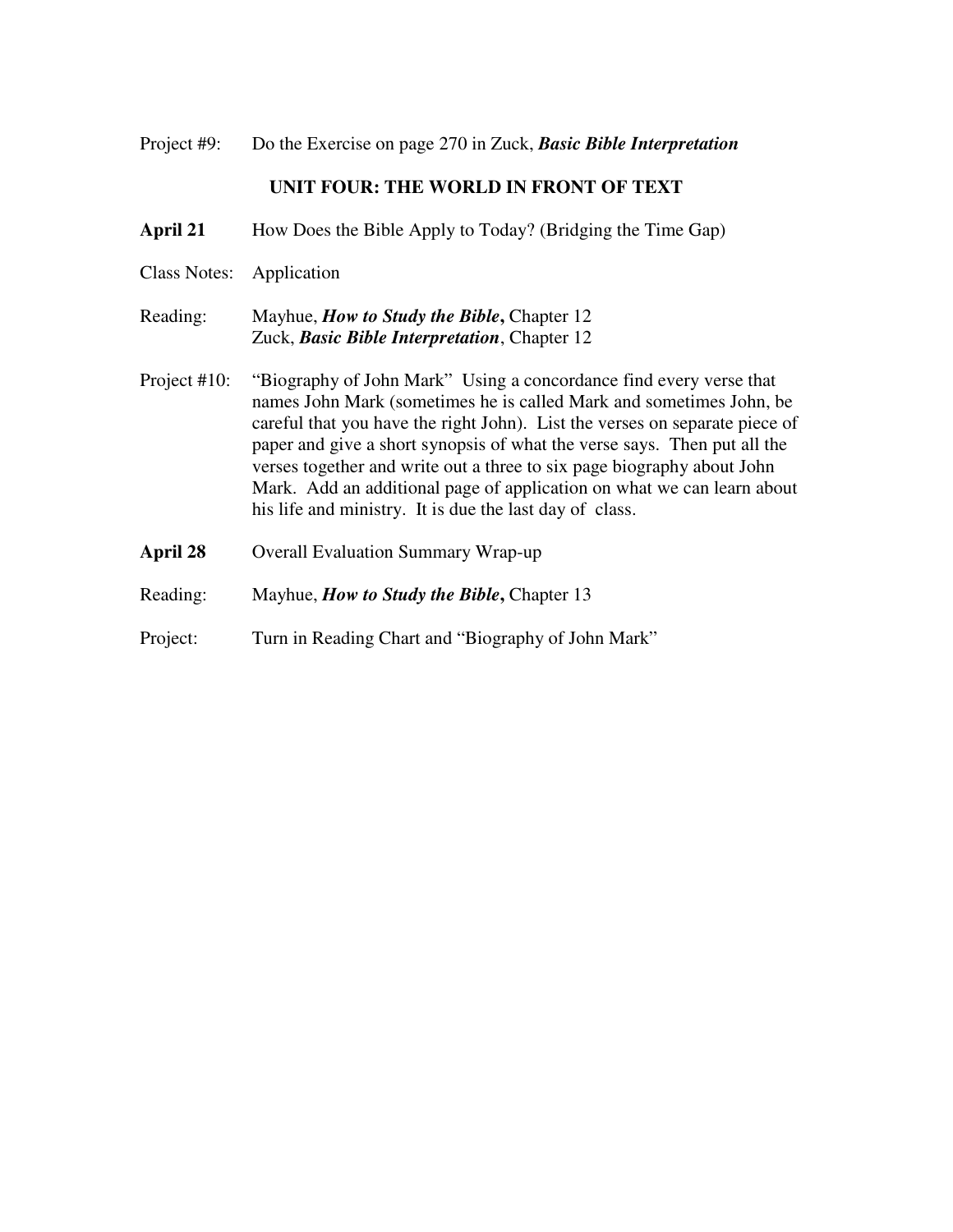Project #9: Do the Exercise on page 270 in Zuck, ***Basic Bible Interpretation***

## UNIT FOUR: THE WORLD IN FRONT OF TEXT

**April 21** How Does the Bible Apply to Today? (Bridging the Time Gap)

Class Notes: Application

Reading: Mayhue, ***How to Study the Bible*****,** Chapter 12
Zuck, ***Basic Bible Interpretation***, Chapter 12

Project #10: "Biography of John Mark" Using a concordance find every verse that names John Mark (sometimes he is called Mark and sometimes John, be careful that you have the right John). List the verses on separate piece of paper and give a short synopsis of what the verse says. Then put all the verses together and write out a three to six page biography about John Mark. Add an additional page of application on what we can learn about his life and ministry. It is due the last day of class.

**April 28** Overall Evaluation Summary Wrap-up

Reading: Mayhue, ***How to Study the Bible*****,** Chapter 13

Project: Turn in Reading Chart and "Biography of John Mark"